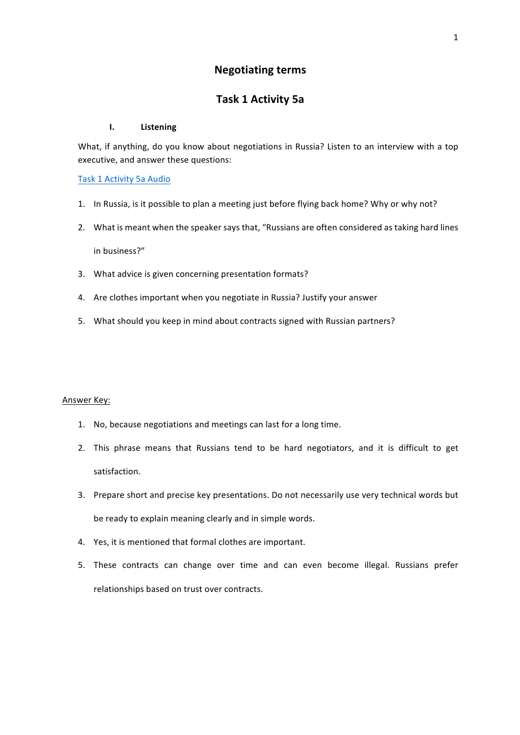# Negotiating terms

## Task 1 Activity 5a

### I. Listening

What, if anything, do you know about negotiations in Russia? Listen to an interview with a top executive, and answer these questions:

[Task 1 Activity 5a Audio]

1. In Russia, is it possible to plan a meeting just before flying back home? Why or why not?
2. What is meant when the speaker says that, "Russians are often considered as taking hard lines in business?"
3. What advice is given concerning presentation formats?
4. Are clothes important when you negotiate in Russia? Justify your answer
5. What should you keep in mind about contracts signed with Russian partners?

Answer Key:

1. No, because negotiations and meetings can last for a long time.
2. This phrase means that Russians tend to be hard negotiators, and it is difficult to get satisfaction.
3. Prepare short and precise key presentations. Do not necessarily use very technical words but be ready to explain meaning clearly and in simple words.
4. Yes, it is mentioned that formal clothes are important.
5. These contracts can change over time and can even become illegal. Russians prefer relationships based on trust over contracts.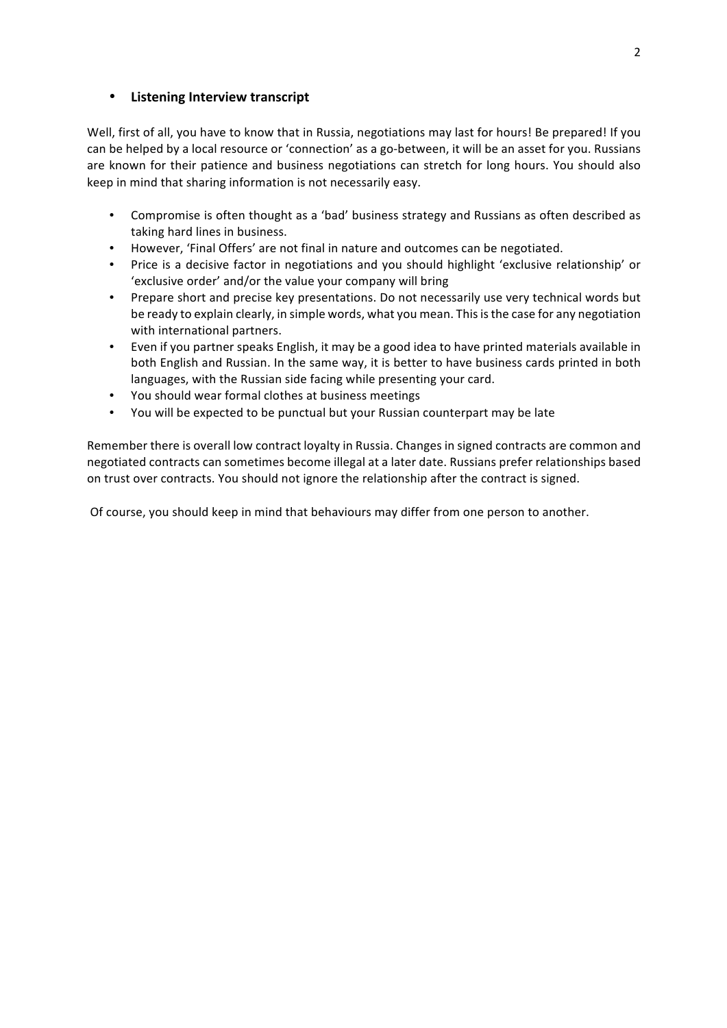- **Listening Interview transcript**

Well, first of all, you have to know that in Russia, negotiations may last for hours! Be prepared! If you can be helped by a local resource or 'connection' as a go-between, it will be an asset for you. Russians are known for their patience and business negotiations can stretch for long hours. You should also keep in mind that sharing information is not necessarily easy.

- Compromise is often thought as a 'bad' business strategy and Russians as often described as taking hard lines in business.
- However, 'Final Offers' are not final in nature and outcomes can be negotiated.
- Price is a decisive factor in negotiations and you should highlight 'exclusive relationship' or 'exclusive order' and/or the value your company will bring
- Prepare short and precise key presentations. Do not necessarily use very technical words but be ready to explain clearly, in simple words, what you mean. This is the case for any negotiation with international partners.
- Even if you partner speaks English, it may be a good idea to have printed materials available in both English and Russian. In the same way, it is better to have business cards printed in both languages, with the Russian side facing while presenting your card.
- You should wear formal clothes at business meetings
- You will be expected to be punctual but your Russian counterpart may be late

Remember there is overall low contract loyalty in Russia. Changes in signed contracts are common and negotiated contracts can sometimes become illegal at a later date. Russians prefer relationships based on trust over contracts. You should not ignore the relationship after the contract is signed.

Of course, you should keep in mind that behaviours may differ from one person to another.